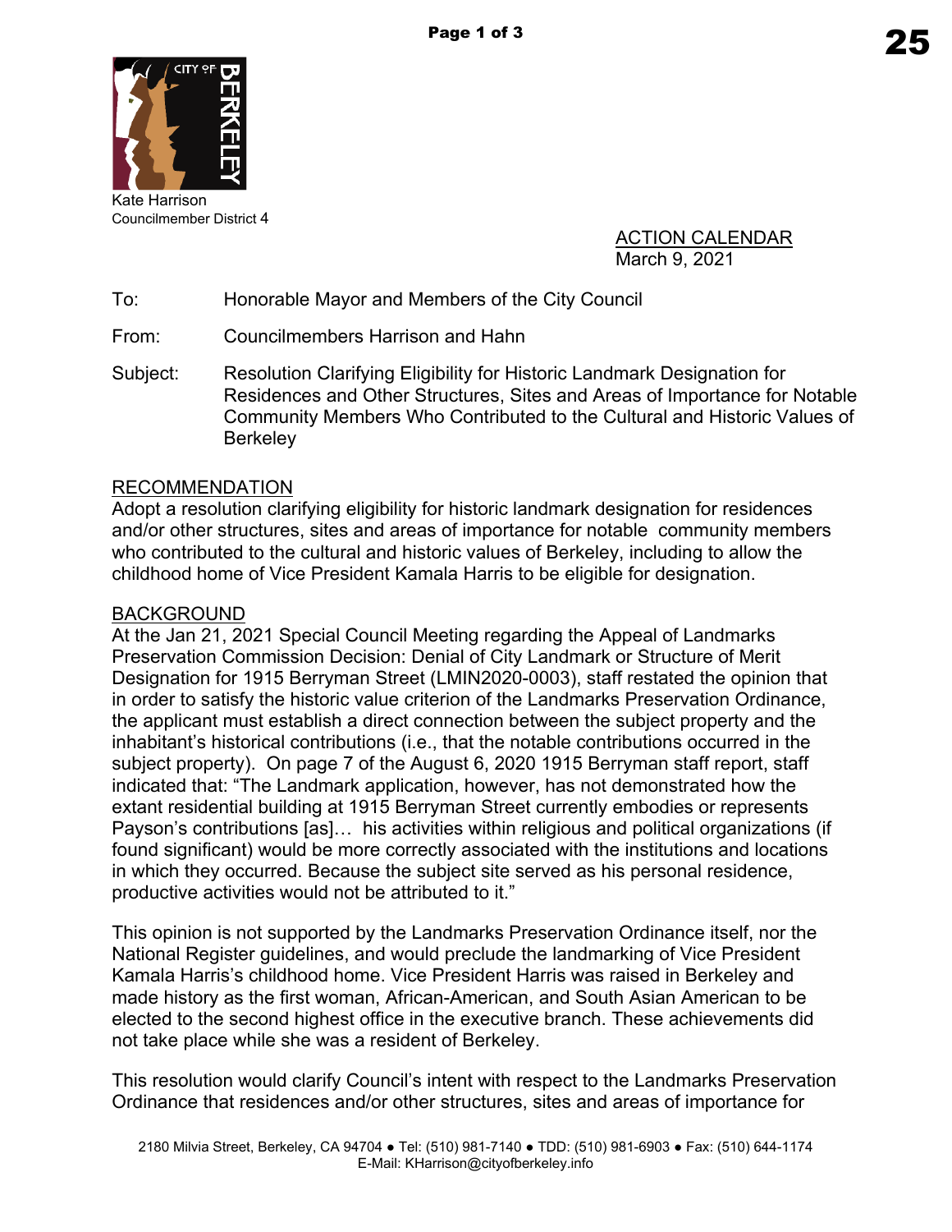Kate Harrison
Councilmember District 4

ACTION CALENDAR
March 9, 2021

To: Honorable Mayor and Members of the City Council

From: Councilmembers Harrison and Hahn

Subject: Resolution Clarifying Eligibility for Historic Landmark Designation for Residences and Other Structures, Sites and Areas of Importance for Notable Community Members Who Contributed to the Cultural and Historic Values of Berkeley

## RECOMMENDATION

Adopt a resolution clarifying eligibility for historic landmark designation for residences and/or other structures, sites and areas of importance for notable community members who contributed to the cultural and historic values of Berkeley, including to allow the childhood home of Vice President Kamala Harris to be eligible for designation.

## BACKGROUND

At the Jan 21, 2021 Special Council Meeting regarding the Appeal of Landmarks Preservation Commission Decision: Denial of City Landmark or Structure of Merit Designation for 1915 Berryman Street (LMIN2020-0003), staff restated the opinion that in order to satisfy the historic value criterion of the Landmarks Preservation Ordinance, the applicant must establish a direct connection between the subject property and the inhabitant's historical contributions (i.e., that the notable contributions occurred in the subject property). On page 7 of the August 6, 2020 1915 Berryman staff report, staff indicated that: "The Landmark application, however, has not demonstrated how the extant residential building at 1915 Berryman Street currently embodies or represents Payson's contributions [as]… his activities within religious and political organizations (if found significant) would be more correctly associated with the institutions and locations in which they occurred. Because the subject site served as his personal residence, productive activities would not be attributed to it."

This opinion is not supported by the Landmarks Preservation Ordinance itself, nor the National Register guidelines, and would preclude the landmarking of Vice President Kamala Harris's childhood home. Vice President Harris was raised in Berkeley and made history as the first woman, African-American, and South Asian American to be elected to the second highest office in the executive branch. These achievements did not take place while she was a resident of Berkeley.

This resolution would clarify Council's intent with respect to the Landmarks Preservation Ordinance that residences and/or other structures, sites and areas of importance for

2180 Milvia Street, Berkeley, CA 94704 ● Tel: (510) 981-7140 ● TDD: (510) 981-6903 ● Fax: (510) 644-1174
E-Mail: KHarrison@cityofberkeley.info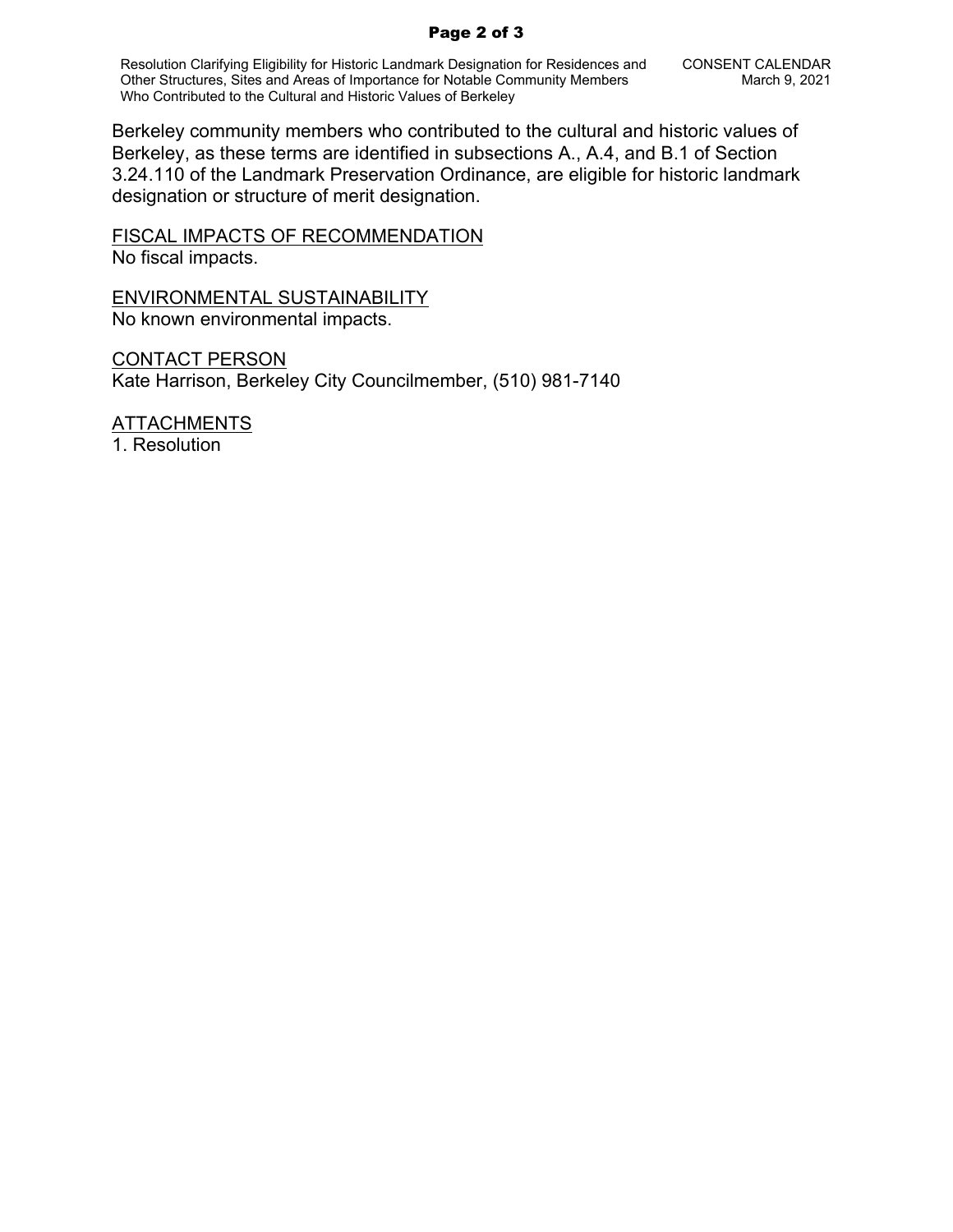Berkeley community members who contributed to the cultural and historic values of Berkeley, as these terms are identified in subsections A., A.4, and B.1 of Section 3.24.110 of the Landmark Preservation Ordinance, are eligible for historic landmark designation or structure of merit designation.

<u>FISCAL IMPACTS OF RECOMMENDATION</u>
No fiscal impacts.

<u>ENVIRONMENTAL SUSTAINABILITY</u>
No known environmental impacts.

<u>CONTACT PERSON</u>
Kate Harrison, Berkeley City Councilmember, (510) 981-7140

<u>ATTACHMENTS</u>
1. Resolution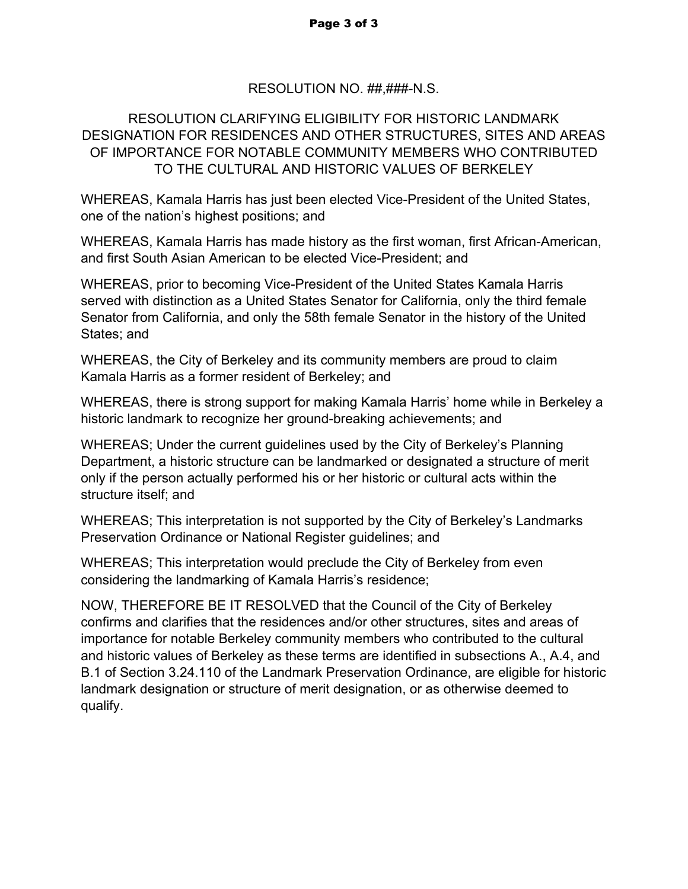RESOLUTION NO. ##,###-N.S.

RESOLUTION CLARIFYING ELIGIBILITY FOR HISTORIC LANDMARK DESIGNATION FOR RESIDENCES AND OTHER STRUCTURES, SITES AND AREAS OF IMPORTANCE FOR NOTABLE COMMUNITY MEMBERS WHO CONTRIBUTED TO THE CULTURAL AND HISTORIC VALUES OF BERKELEY

WHEREAS, Kamala Harris has just been elected Vice-President of the United States, one of the nation's highest positions; and

WHEREAS, Kamala Harris has made history as the first woman, first African-American, and first South Asian American to be elected Vice-President; and

WHEREAS, prior to becoming Vice-President of the United States Kamala Harris served with distinction as a United States Senator for California, only the third female Senator from California, and only the 58th female Senator in the history of the United States; and

WHEREAS, the City of Berkeley and its community members are proud to claim Kamala Harris as a former resident of Berkeley; and

WHEREAS, there is strong support for making Kamala Harris' home while in Berkeley a historic landmark to recognize her ground-breaking achievements; and

WHEREAS; Under the current guidelines used by the City of Berkeley's Planning Department, a historic structure can be landmarked or designated a structure of merit only if the person actually performed his or her historic or cultural acts within the structure itself; and

WHEREAS; This interpretation is not supported by the City of Berkeley's Landmarks Preservation Ordinance or National Register guidelines; and

WHEREAS; This interpretation would preclude the City of Berkeley from even considering the landmarking of Kamala Harris's residence;

NOW, THEREFORE BE IT RESOLVED that the Council of the City of Berkeley confirms and clarifies that the residences and/or other structures, sites and areas of importance for notable Berkeley community members who contributed to the cultural and historic values of Berkeley as these terms are identified in subsections A., A.4, and B.1 of Section 3.24.110 of the Landmark Preservation Ordinance, are eligible for historic landmark designation or structure of merit designation, or as otherwise deemed to qualify.